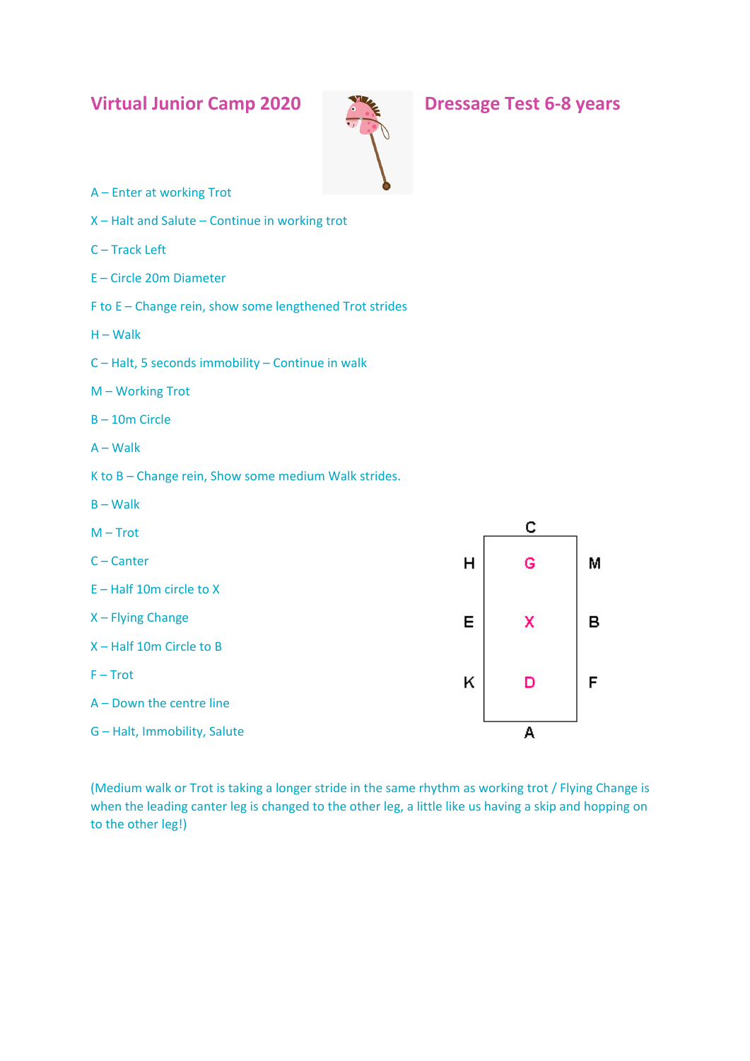# Virtual Junior Camp 2020

# Dressage Test 6-8 years

A – Enter at working Trot

X – Halt and Salute – Continue in working trot

C – Track Left

E – Circle 20m Diameter

F to E – Change rein, show some lengthened Trot strides

H – Walk

C – Halt, 5 seconds immobility – Continue in walk

M – Working Trot

B – 10m Circle

A – Walk

K to B – Change rein, Show some medium Walk strides.

B – Walk

M – Trot

C – Canter

E – Half 10m circle to X

X – Flying Change

X – Half 10m Circle to B

F – Trot

A – Down the centre line

G – Halt, Immobility, Salute

C

H G M

E X B

K D F

A

(Medium walk or Trot is taking a longer stride in the same rhythm as working trot / Flying Change is when the leading canter leg is changed to the other leg, a little like us having a skip and hopping on to the other leg!)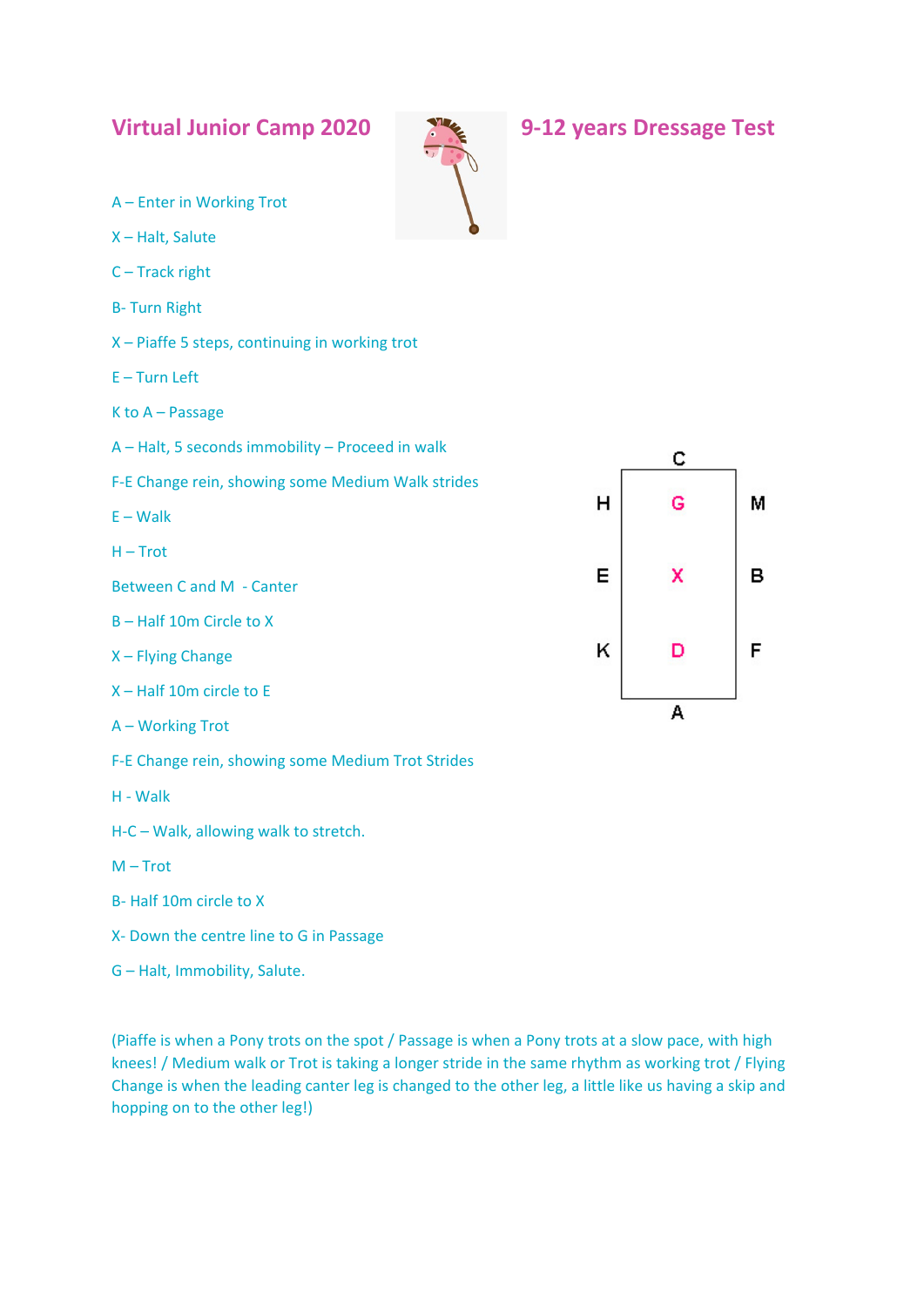# Virtual Junior Camp 2020

# 9-12 years Dressage Test

A – Enter in Working Trot

X – Halt, Salute

C – Track right

B- Turn Right

X – Piaffe 5 steps, continuing in working trot

E – Turn Left

K to A – Passage

A – Halt, 5 seconds immobility – Proceed in walk

F-E Change rein, showing some Medium Walk strides

E – Walk

H – Trot

Between C and M - Canter

B – Half 10m Circle to X

X – Flying Change

X – Half 10m circle to E

A – Working Trot

F-E Change rein, showing some Medium Trot Strides

H - Walk

H-C – Walk, allowing walk to stretch.

M – Trot

B- Half 10m circle to X

X- Down the centre line to G in Passage

G – Halt, Immobility, Salute.

C

H G M

E X B

K D F

A

(Piaffe is when a Pony trots on the spot / Passage is when a Pony trots at a slow pace, with high knees! / Medium walk or Trot is taking a longer stride in the same rhythm as working trot / Flying Change is when the leading canter leg is changed to the other leg, a little like us having a skip and hopping on to the other leg!)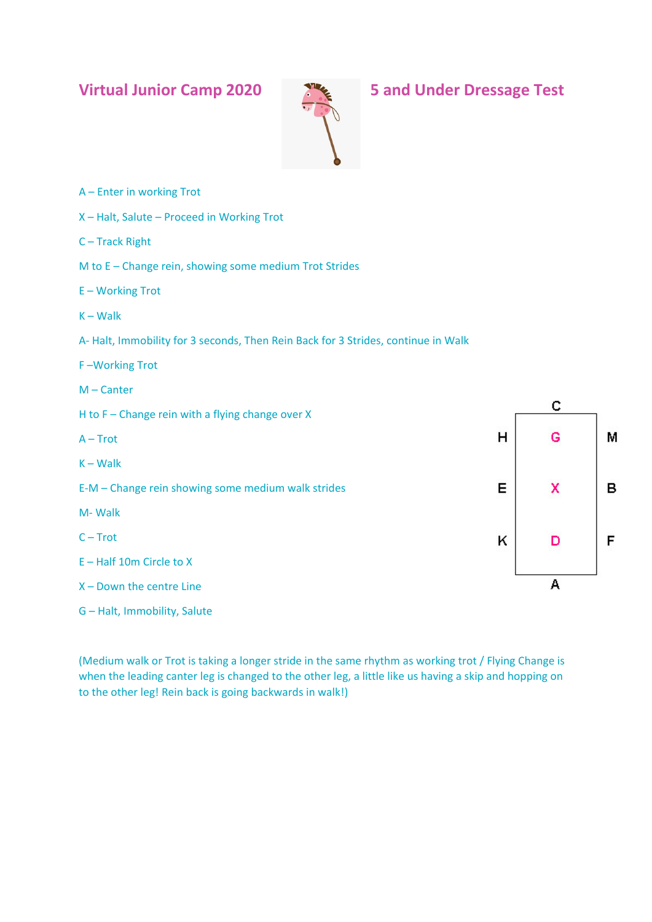# Virtual Junior Camp 2020

# 5 and Under Dressage Test

A – Enter in working Trot

X – Halt, Salute – Proceed in Working Trot

C – Track Right

M to E – Change rein, showing some medium Trot Strides

E – Working Trot

K – Walk

A- Halt, Immobility for 3 seconds, Then Rein Back for 3 Strides, continue in Walk

F –Working Trot

M – Canter

H to F – Change rein with a flying change over X

A – Trot

K – Walk

E-M – Change rein showing some medium walk strides

M- Walk

C – Trot

E – Half 10m Circle to X

X – Down the centre Line

G – Halt, Immobility, Salute

C

H G M

E X B

K D F

A

(Medium walk or Trot is taking a longer stride in the same rhythm as working trot / Flying Change is when the leading canter leg is changed to the other leg, a little like us having a skip and hopping on to the other leg! Rein back is going backwards in walk!)